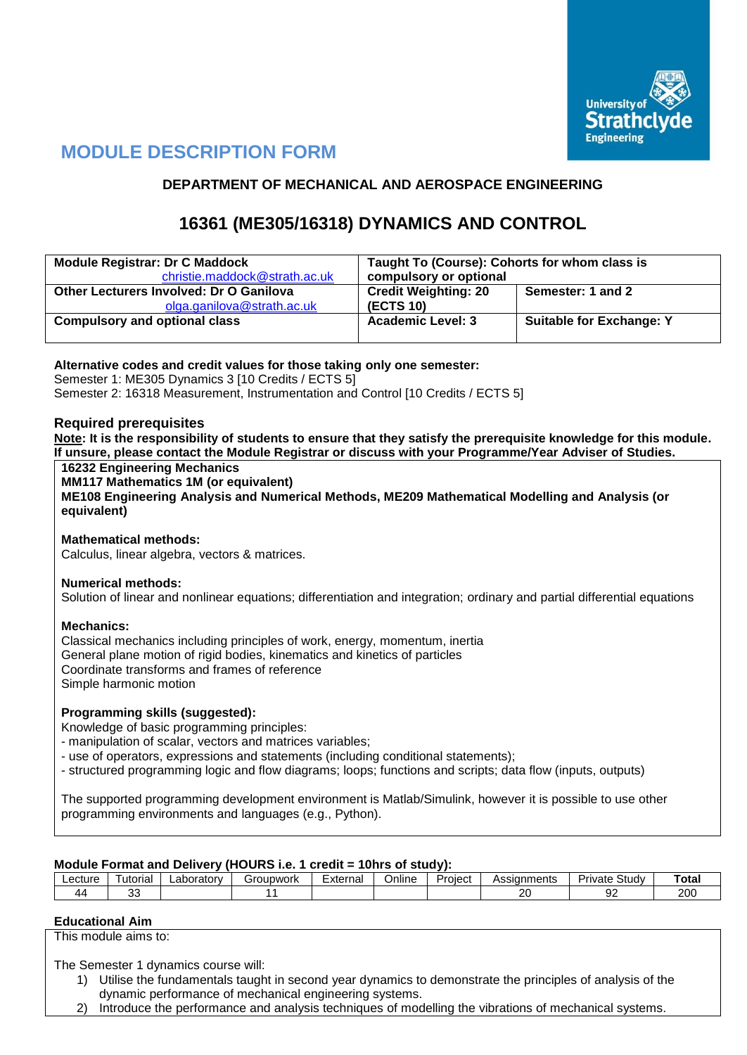# MODULE DESCRIPTION FORM

## DEPARTMENT OF MECHANICAL AND AEROSPACE ENGINEERING

## 16361 (ME305/16318) DYNAMICS AND CONTROL

| **Module Registrar: Dr C Maddock** christie.maddock@strath.ac.uk | **Taught To (Course): Cohorts for whom class is compulsory or optional** | |
|---|---|---|
| **Other Lecturers Involved: Dr O Ganilova** olga.ganilova@strath.ac.uk | **Credit Weighting: 20 (ECTS 10)** | **Semester: 1 and 2** |
| **Compulsory and optional class** | **Academic Level: 3** | **Suitable for Exchange: Y** |

**Alternative codes and credit values for those taking only one semester:**
Semester 1: ME305 Dynamics 3 [10 Credits / ECTS 5]
Semester 2: 16318 Measurement, Instrumentation and Control [10 Credits / ECTS 5]

### Required prerequisites

**Note: It is the responsibility of students to ensure that they satisfy the prerequisite knowledge for this module. If unsure, please contact the Module Registrar or discuss with your Programme/Year Adviser of Studies.**

**16232 Engineering Mechanics**
**MM117 Mathematics 1M (or equivalent)**
**ME108 Engineering Analysis and Numerical Methods, ME209 Mathematical Modelling and Analysis (or equivalent)**

**Mathematical methods:**
Calculus, linear algebra, vectors & matrices.

**Numerical methods:**
Solution of linear and nonlinear equations; differentiation and integration; ordinary and partial differential equations

**Mechanics:**
Classical mechanics including principles of work, energy, momentum, inertia
General plane motion of rigid bodies, kinematics and kinetics of particles
Coordinate transforms and frames of reference
Simple harmonic motion

**Programming skills (suggested):**
Knowledge of basic programming principles:
- manipulation of scalar, vectors and matrices variables;
- use of operators, expressions and statements (including conditional statements);
- structured programming logic and flow diagrams; loops; functions and scripts; data flow (inputs, outputs)

The supported programming development environment is Matlab/Simulink, however it is possible to use other programming environments and languages (e.g., Python).

**Module Format and Delivery (HOURS i.e. 1 credit = 10hrs of study):**

| Lecture | Tutorial | Laboratory | Groupwork | External | Online | Project | Assignments | Private Study | **Total** |
|---|---|---|---|---|---|---|---|---|---|
| 44 | 33 | | 11 | | | | 20 | 92 | 200 |

**Educational Aim**

This module aims to:

The Semester 1 dynamics course will:

1) Utilise the fundamentals taught in second year dynamics to demonstrate the principles of analysis of the dynamic performance of mechanical engineering systems.
2) Introduce the performance and analysis techniques of modelling the vibrations of mechanical systems.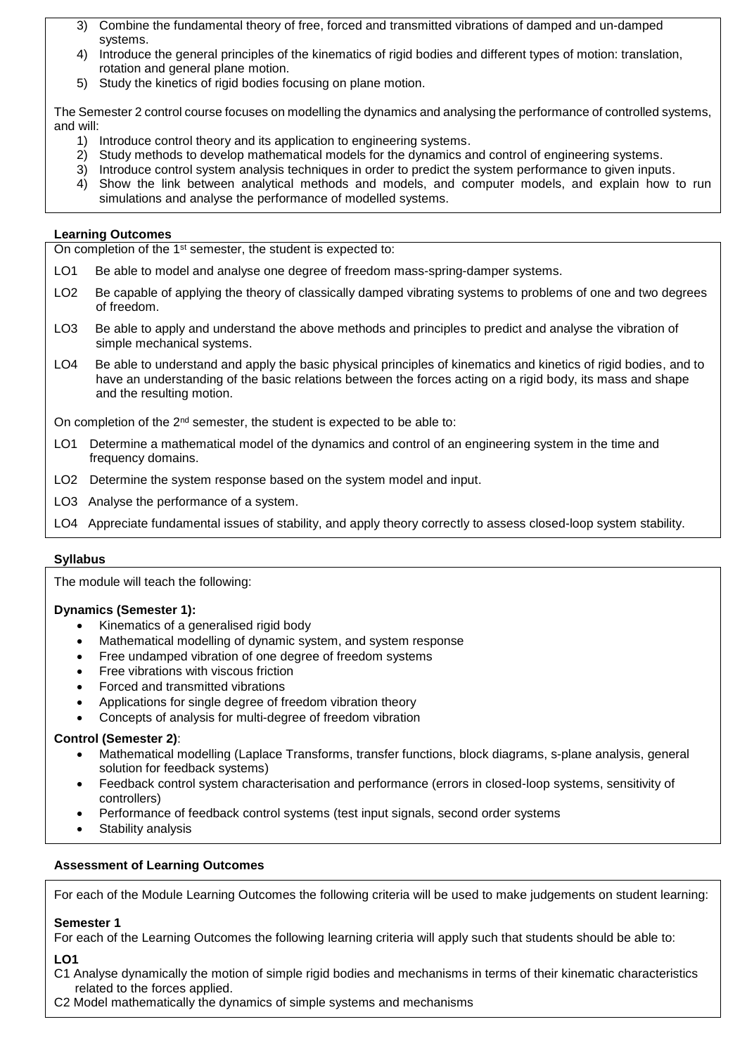3) Combine the fundamental theory of free, forced and transmitted vibrations of damped and un-damped systems.
4) Introduce the general principles of the kinematics of rigid bodies and different types of motion: translation, rotation and general plane motion.
5) Study the kinetics of rigid bodies focusing on plane motion.

The Semester 2 control course focuses on modelling the dynamics and analysing the performance of controlled systems, and will:

1) Introduce control theory and its application to engineering systems.
2) Study methods to develop mathematical models for the dynamics and control of engineering systems.
3) Introduce control system analysis techniques in order to predict the system performance to given inputs.
4) Show the link between analytical methods and models, and computer models, and explain how to run simulations and analyse the performance of modelled systems.

**Learning Outcomes**

On completion of the 1st semester, the student is expected to:

LO1 Be able to model and analyse one degree of freedom mass-spring-damper systems.

LO2 Be capable of applying the theory of classically damped vibrating systems to problems of one and two degrees of freedom.

LO3 Be able to apply and understand the above methods and principles to predict and analyse the vibration of simple mechanical systems.

LO4 Be able to understand and apply the basic physical principles of kinematics and kinetics of rigid bodies, and to have an understanding of the basic relations between the forces acting on a rigid body, its mass and shape and the resulting motion.

On completion of the 2nd semester, the student is expected to be able to:

LO1 Determine a mathematical model of the dynamics and control of an engineering system in the time and frequency domains.

LO2 Determine the system response based on the system model and input.

LO3 Analyse the performance of a system.

LO4 Appreciate fundamental issues of stability, and apply theory correctly to assess closed-loop system stability.

**Syllabus**

The module will teach the following:

**Dynamics (Semester 1):**

- Kinematics of a generalised rigid body
- Mathematical modelling of dynamic system, and system response
- Free undamped vibration of one degree of freedom systems
- Free vibrations with viscous friction
- Forced and transmitted vibrations
- Applications for single degree of freedom vibration theory
- Concepts of analysis for multi-degree of freedom vibration

**Control (Semester 2)**:

- Mathematical modelling (Laplace Transforms, transfer functions, block diagrams, s-plane analysis, general solution for feedback systems)
- Feedback control system characterisation and performance (errors in closed-loop systems, sensitivity of controllers)
- Performance of feedback control systems (test input signals, second order systems
- Stability analysis

**Assessment of Learning Outcomes**

For each of the Module Learning Outcomes the following criteria will be used to make judgements on student learning:

**Semester 1**

For each of the Learning Outcomes the following learning criteria will apply such that students should be able to:

**LO1**

C1 Analyse dynamically the motion of simple rigid bodies and mechanisms in terms of their kinematic characteristics related to the forces applied.

C2 Model mathematically the dynamics of simple systems and mechanisms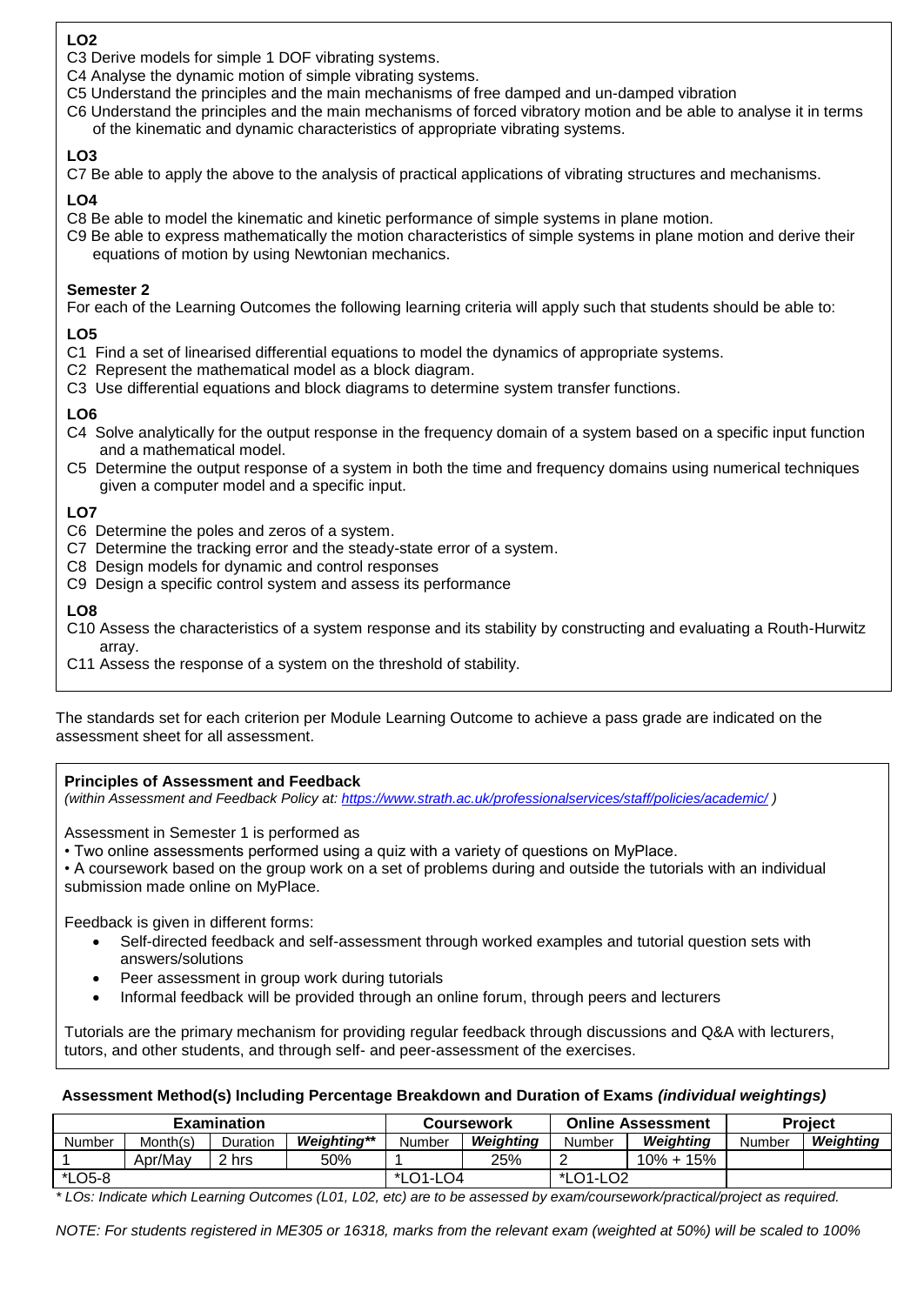**LO2**

C3 Derive models for simple 1 DOF vibrating systems.
C4 Analyse the dynamic motion of simple vibrating systems.
C5 Understand the principles and the main mechanisms of free damped and un-damped vibration
C6 Understand the principles and the main mechanisms of forced vibratory motion and be able to analyse it in terms of the kinematic and dynamic characteristics of appropriate vibrating systems.

**LO3**

C7 Be able to apply the above to the analysis of practical applications of vibrating structures and mechanisms.

**LO4**

C8 Be able to model the kinematic and kinetic performance of simple systems in plane motion.
C9 Be able to express mathematically the motion characteristics of simple systems in plane motion and derive their equations of motion by using Newtonian mechanics.

**Semester 2**

For each of the Learning Outcomes the following learning criteria will apply such that students should be able to:

**LO5**

C1 Find a set of linearised differential equations to model the dynamics of appropriate systems.
C2 Represent the mathematical model as a block diagram.
C3 Use differential equations and block diagrams to determine system transfer functions.

**LO6**

C4 Solve analytically for the output response in the frequency domain of a system based on a specific input function and a mathematical model.
C5 Determine the output response of a system in both the time and frequency domains using numerical techniques given a computer model and a specific input.

**LO7**

C6 Determine the poles and zeros of a system.
C7 Determine the tracking error and the steady-state error of a system.
C8 Design models for dynamic and control responses
C9 Design a specific control system and assess its performance

**LO8**

C10 Assess the characteristics of a system response and its stability by constructing and evaluating a Routh-Hurwitz array.
C11 Assess the response of a system on the threshold of stability.

The standards set for each criterion per Module Learning Outcome to achieve a pass grade are indicated on the assessment sheet for all assessment.

**Principles of Assessment and Feedback**
*(within Assessment and Feedback Policy at: https://www.strath.ac.uk/professionalservices/staff/policies/academic/ )*

Assessment in Semester 1 is performed as
• Two online assessments performed using a quiz with a variety of questions on MyPlace.
• A coursework based on the group work on a set of problems during and outside the tutorials with an individual submission made online on MyPlace.

Feedback is given in different forms:

- Self-directed feedback and self-assessment through worked examples and tutorial question sets with answers/solutions
- Peer assessment in group work during tutorials
- Informal feedback will be provided through an online forum, through peers and lecturers

Tutorials are the primary mechanism for providing regular feedback through discussions and Q&A with lecturers, tutors, and other students, and through self- and peer-assessment of the exercises.

**Assessment Method(s) Including Percentage Breakdown and Duration of Exams** ***(individual weightings)***

| Examination | | | | Coursework | | Online Assessment | | Project | |
|---|---|---|---|---|---|---|---|---|---|
| Number | Month(s) | Duration | ***Weighting\*\**** | Number | ***Weighting*** | Number | ***Weighting*** | Number | ***Weighting*** |
| 1 | Apr/May | 2 hrs | 50% | 1 | 25% | 2 | 10% + 15% | | |
| *LO5-8 | | | | *LO1-LO4 | | *LO1-LO2 | | | |

*\* LOs: Indicate which Learning Outcomes (L01, L02, etc) are to be assessed by exam/coursework/practical/project as required.*

*NOTE: For students registered in ME305 or 16318, marks from the relevant exam (weighted at 50%) will be scaled to 100%*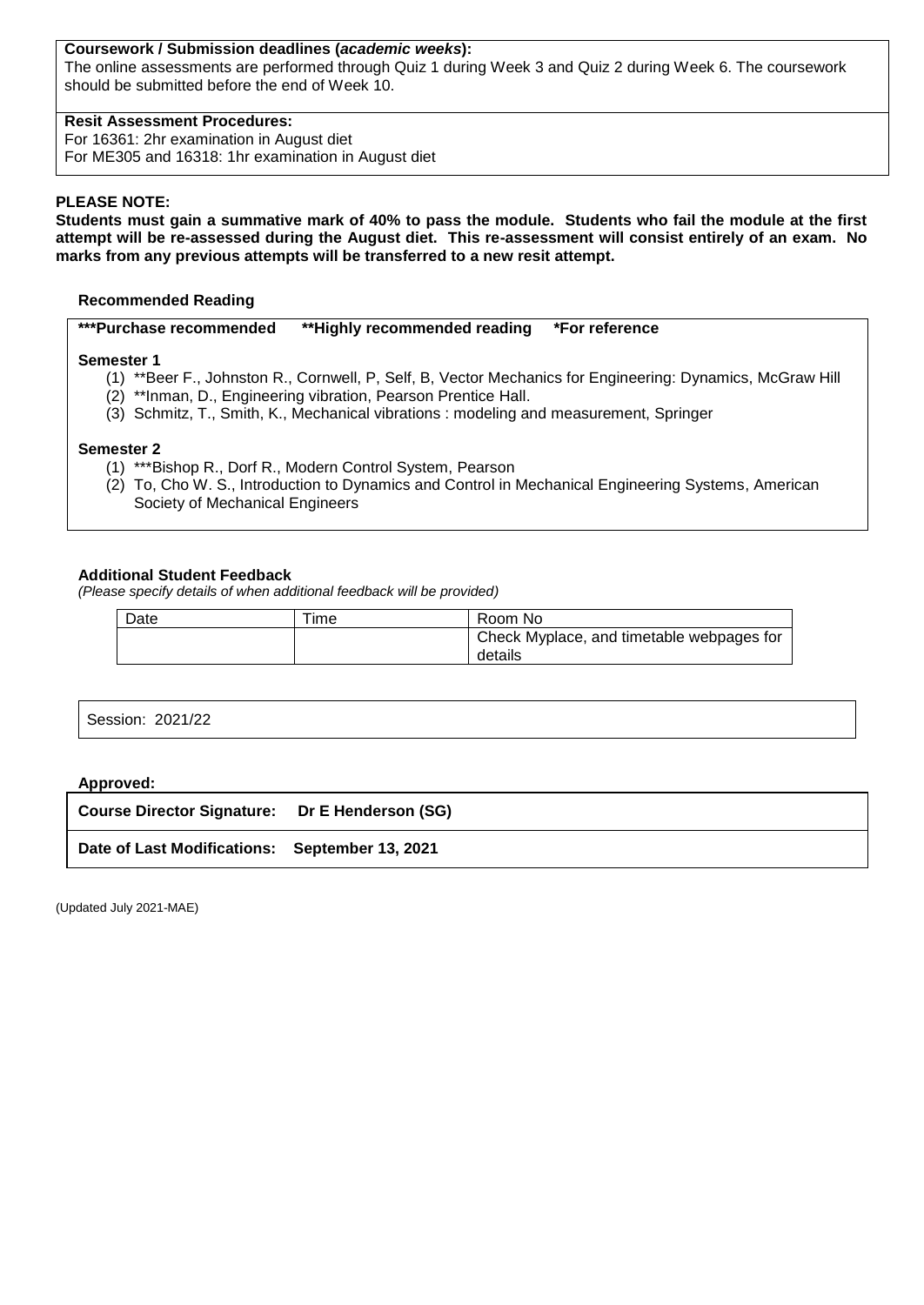**Coursework / Submission deadlines (*academic weeks*):**
The online assessments are performed through Quiz 1 during Week 3 and Quiz 2 during Week 6. The coursework should be submitted before the end of Week 10.

**Resit Assessment Procedures:**
For 16361: 2hr examination in August diet
For ME305 and 16318: 1hr examination in August diet

**PLEASE NOTE:**
**Students must gain a summative mark of 40% to pass the module. Students who fail the module at the first attempt will be re-assessed during the August diet. This re-assessment will consist entirely of an exam. No marks from any previous attempts will be transferred to a new resit attempt.**

**Recommended Reading**

**\*\*\*Purchase recommended  \*\*Highly recommended reading  \*For reference**

**Semester 1**

1. \*\*Beer F., Johnston R., Cornwell, P, Self, B, Vector Mechanics for Engineering: Dynamics, McGraw Hill
2. \*\*Inman, D., Engineering vibration, Pearson Prentice Hall.
3. Schmitz, T., Smith, K., Mechanical vibrations : modeling and measurement, Springer

**Semester 2**

1. \*\*\*Bishop R., Dorf R., Modern Control System, Pearson
2. To, Cho W. S., Introduction to Dynamics and Control in Mechanical Engineering Systems, American Society of Mechanical Engineers

**Additional Student Feedback**
*(Please specify details of when additional feedback will be provided)*

| Date | Time | Room No |
|---|---|---|
| | | Check Myplace, and timetable webpages for details |

Session: 2021/22

**Approved:**

**Course Director Signature: Dr E Henderson (SG)**

**Date of Last Modifications: September 13, 2021**

(Updated July 2021-MAE)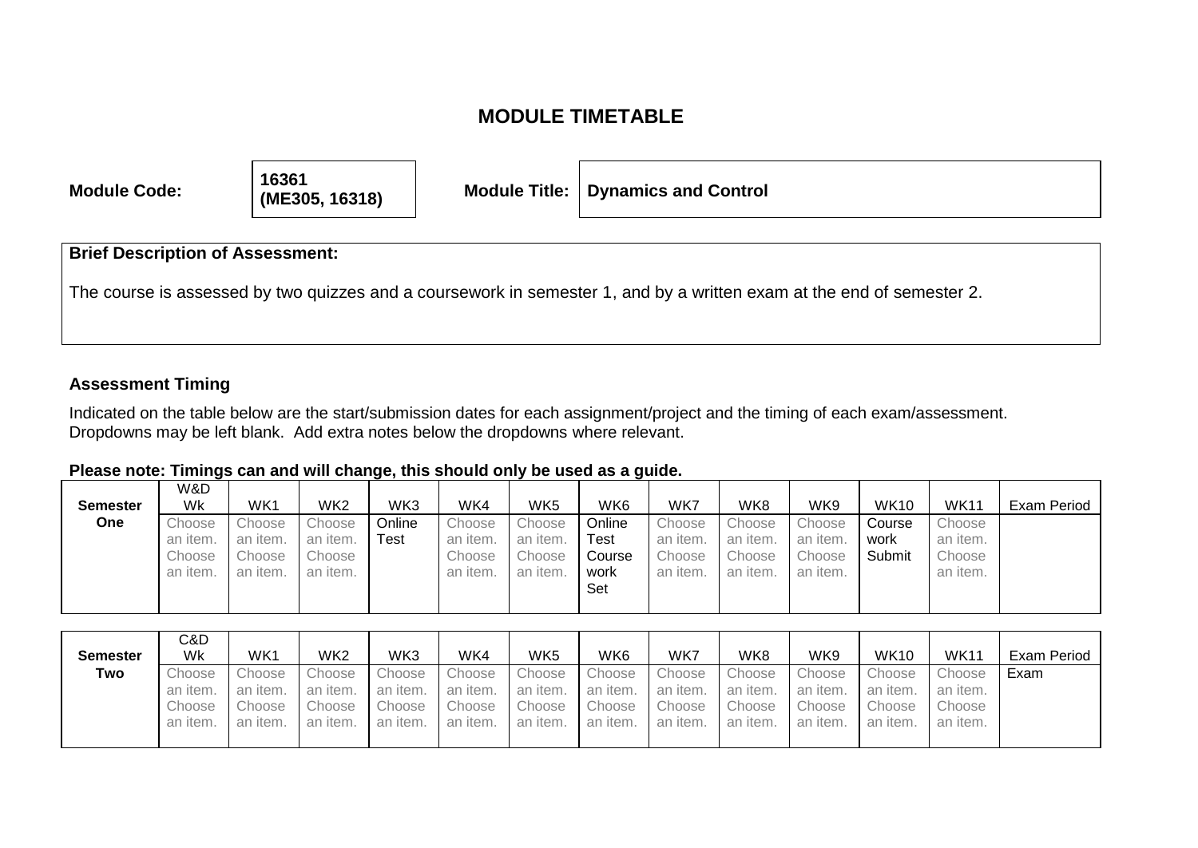# MODULE TIMETABLE

**Module Code:** **16361 (ME305, 16318)**

**Module Title:** **Dynamics and Control**

**Brief Description of Assessment:**

The course is assessed by two quizzes and a coursework in semester 1, and by a written exam at the end of semester 2.

### Assessment Timing

Indicated on the table below are the start/submission dates for each assignment/project and the timing of each exam/assessment. Dropdowns may be left blank. Add extra notes below the dropdowns where relevant.

**Please note: Timings can and will change, this should only be used as a guide.**

| Semester | W&D Wk | WK1 | WK2 | WK3 | WK4 | WK5 | WK6 | WK7 | WK8 | WK9 | WK10 | WK11 | Exam Period |
|---|---|---|---|---|---|---|---|---|---|---|---|---|---|
| **One** | Choose an item. Choose an item. | Choose an item. Choose an item. | Choose an item. Choose an item. | Online Test | Choose an item. Choose an item. | Choose an item. Choose an item. | Online Test Course work Set | Choose an item. Choose an item. | Choose an item. Choose an item. | Choose an item. Choose an item. | Course work Submit | Choose an item. Choose an item. | |

| Semester | C&D Wk | WK1 | WK2 | WK3 | WK4 | WK5 | WK6 | WK7 | WK8 | WK9 | WK10 | WK11 | Exam Period |
|---|---|---|---|---|---|---|---|---|---|---|---|---|---|
| **Two** | Choose an item. Choose an item. | Choose an item. Choose an item. | Choose an item. Choose an item. | Choose an item. Choose an item. | Choose an item. Choose an item. | Choose an item. Choose an item. | Choose an item. Choose an item. | Choose an item. Choose an item. | Choose an item. Choose an item. | Choose an item. Choose an item. | Choose an item. Choose an item. | Choose an item. Choose an item. | Exam |